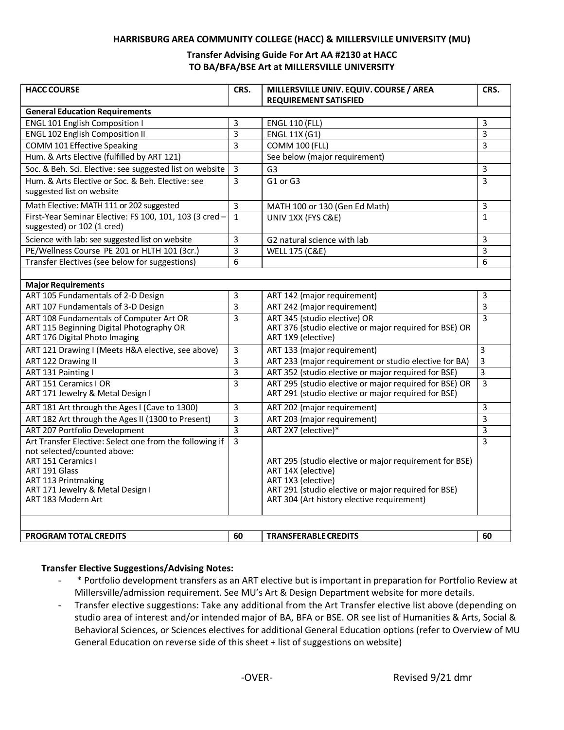**HARRISBURG AREA COMMUNITY COLLEGE (HACC) & MILLERSVILLE UNIVERSITY (MU)**

**Transfer Advising Guide For Art AA #2130 at HACC TO BA/BFA/BSE Art at MILLERSVILLE UNIVERSITY**

| HACC COURSE | CRS. | MILLERSVILLE UNIV. EQUIV. COURSE / AREA REQUIREMENT SATISFIED | CRS. |
|---|---|---|---|
| **General Education Requirements** | | | |
| ENGL 101 English Composition I | 3 | ENGL 110 (FLL) | 3 |
| ENGL 102 English Composition II | 3 | ENGL 11X (G1) | 3 |
| COMM 101 Effective Speaking | 3 | COMM 100 (FLL) | 3 |
| Hum. & Arts Elective (fulfilled by ART 121) | | See below (major requirement) | |
| Soc. & Beh. Sci. Elective: see suggested list on website | 3 | G3 | 3 |
| Hum. & Arts Elective or Soc. & Beh. Elective: see suggested list on website | 3 | G1 or G3 | 3 |
| Math Elective: MATH 111 or 202 suggested | 3 | MATH 100 or 130 (Gen Ed Math) | 3 |
| First-Year Seminar Elective: FS 100, 101, 103 (3 cred – suggested) or 102 (1 cred) | 1 | UNIV 1XX (FYS C&E) | 1 |
| Science with lab: see suggested list on website | 3 | G2 natural science with lab | 3 |
| PE/Wellness Course PE 201 or HLTH 101 (3cr.) | 3 | WELL 175 (C&E) | 3 |
| Transfer Electives (see below for suggestions) | 6 | | 6 |
| | | | |
| **Major Requirements** | | | |
| ART 105 Fundamentals of 2-D Design | 3 | ART 142 (major requirement) | 3 |
| ART 107 Fundamentals of 3-D Design | 3 | ART 242 (major requirement) | 3 |
| ART 108 Fundamentals of Computer Art OR<br>ART 115 Beginning Digital Photography OR<br>ART 176 Digital Photo Imaging | 3 | ART 345 (studio elective) OR<br>ART 376 (studio elective or major required for BSE) OR<br>ART 1X9 (elective) | 3 |
| ART 121 Drawing I (Meets H&A elective, see above) | 3 | ART 133 (major requirement) | 3 |
| ART 122 Drawing II | 3 | ART 233 (major requirement or studio elective for BA) | 3 |
| ART 131 Painting I | 3 | ART 352 (studio elective or major required for BSE) | 3 |
| ART 151 Ceramics I OR<br>ART 171 Jewelry & Metal Design I | 3 | ART 295 (studio elective or major required for BSE) OR<br>ART 291 (studio elective or major required for BSE) | 3 |
| ART 181 Art through the Ages I (Cave to 1300) | 3 | ART 202 (major requirement) | 3 |
| ART 182 Art through the Ages II (1300 to Present) | 3 | ART 203 (major requirement) | 3 |
| ART 207 Portfolio Development | 3 | ART 2X7 (elective)* | 3 |
| Art Transfer Elective: Select one from the following if not selected/counted above:<br>ART 151 Ceramics I<br>ART 191 Glass<br>ART 113 Printmaking<br>ART 171 Jewelry & Metal Design I<br>ART 183 Modern Art | 3 | ART 295 (studio elective or major requirement for BSE)<br>ART 14X (elective)<br>ART 1X3 (elective)<br>ART 291 (studio elective or major required for BSE)<br>ART 304 (Art history elective requirement) | 3 |
| | | | |
| **PROGRAM TOTAL CREDITS** | **60** | **TRANSFERABLE CREDITS** | **60** |

**Transfer Elective Suggestions/Advising Notes:**

- \* Portfolio development transfers as an ART elective but is important in preparation for Portfolio Review at Millersville/admission requirement. See MU's Art & Design Department website for more details.
- Transfer elective suggestions: Take any additional from the Art Transfer elective list above (depending on studio area of interest and/or intended major of BA, BFA or BSE. OR see list of Humanities & Arts, Social & Behavioral Sciences, or Sciences electives for additional General Education options (refer to Overview of MU General Education on reverse side of this sheet + list of suggestions on website)

-OVER-

Revised 9/21 dmr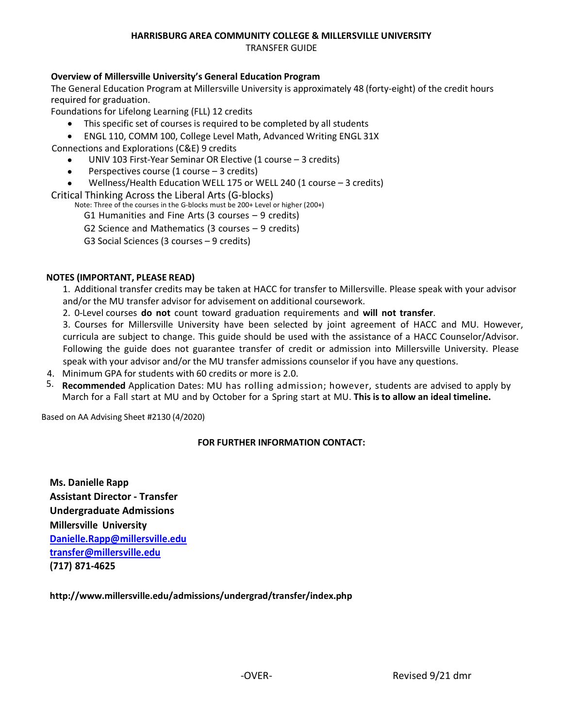**HARRISBURG AREA COMMUNITY COLLEGE & MILLERSVILLE UNIVERSITY**

TRANSFER GUIDE

**Overview of Millersville University's General Education Program**

The General Education Program at Millersville University is approximately 48 (forty-eight) of the credit hours required for graduation.

Foundations for Lifelong Learning (FLL) 12 credits

- This specific set of courses is required to be completed by all students
- ENGL 110, COMM 100, College Level Math, Advanced Writing ENGL 31X

Connections and Explorations (C&E) 9 credits

- UNIV 103 First-Year Seminar OR Elective (1 course – 3 credits)
- Perspectives course (1 course – 3 credits)
- Wellness/Health Education WELL 175 or WELL 240 (1 course – 3 credits)

Critical Thinking Across the Liberal Arts (G-blocks)

Note: Three of the courses in the G-blocks must be 200+ Level or higher (200+)

G1 Humanities and Fine Arts (3 courses – 9 credits)

G2 Science and Mathematics (3 courses – 9 credits)

G3 Social Sciences (3 courses – 9 credits)

**NOTES (IMPORTANT, PLEASE READ)**

1. Additional transfer credits may be taken at HACC for transfer to Millersville. Please speak with your advisor and/or the MU transfer advisor for advisement on additional coursework.
2. 0-Level courses **do not** count toward graduation requirements and **will not transfer**.
3. Courses for Millersville University have been selected by joint agreement of HACC and MU. However, curricula are subject to change. This guide should be used with the assistance of a HACC Counselor/Advisor. Following the guide does not guarantee transfer of credit or admission into Millersville University. Please speak with your advisor and/or the MU transfer admissions counselor if you have any questions.
4. Minimum GPA for students with 60 credits or more is 2.0.
5. **Recommended** Application Dates: MU has rolling admission; however, students are advised to apply by March for a Fall start at MU and by October for a Spring start at MU. **This is to allow an ideal timeline.**

Based on AA Advising Sheet #2130 (4/2020)

**FOR FURTHER INFORMATION CONTACT:**

**Ms. Danielle Rapp**
**Assistant Director - Transfer**
**Undergraduate Admissions**
**Millersville University**
**[Danielle.Rapp@millersville.edu](mailto:Danielle.Rapp@millersville.edu)**
**[transfer@millersville.edu](mailto:transfer@millersville.edu)**
**(717) 871-4625**

**http://www.millersville.edu/admissions/undergrad/transfer/index.php**

-OVER-

Revised 9/21 dmr